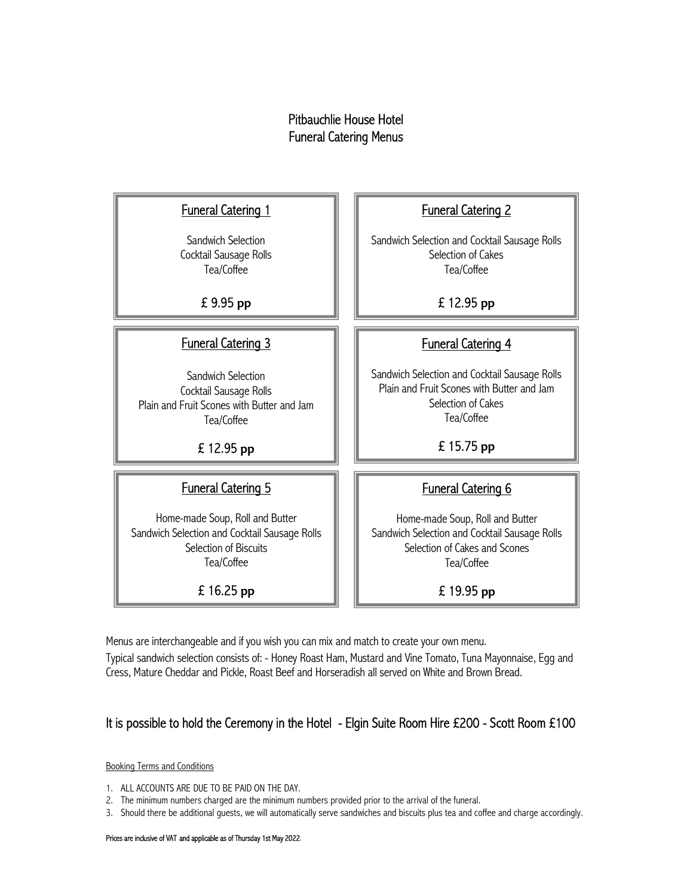# Pitbauchlie House Hotel
# Funeral Catering Menus

## Funeral Catering 1

Sandwich Selection
Cocktail Sausage Rolls
Tea/Coffee

**£ 9.95 pp**

## Funeral Catering 2

Sandwich Selection and Cocktail Sausage Rolls
Selection of Cakes
Tea/Coffee

**£ 12.95 pp**

## Funeral Catering 3

Sandwich Selection
Cocktail Sausage Rolls
Plain and Fruit Scones with Butter and Jam
Tea/Coffee

**£ 12.95 pp**

## Funeral Catering 4

Sandwich Selection and Cocktail Sausage Rolls
Plain and Fruit Scones with Butter and Jam
Selection of Cakes
Tea/Coffee

**£ 15.75 pp**

## Funeral Catering 5

Home-made Soup, Roll and Butter
Sandwich Selection and Cocktail Sausage Rolls
Selection of Biscuits
Tea/Coffee

**£ 16.25 pp**

## Funeral Catering 6

Home-made Soup, Roll and Butter
Sandwich Selection and Cocktail Sausage Rolls
Selection of Cakes and Scones
Tea/Coffee

**£ 19.95 pp**

Menus are interchangeable and if you wish you can mix and match to create your own menu.

Typical sandwich selection consists of: - Honey Roast Ham, Mustard and Vine Tomato, Tuna Mayonnaise, Egg and Cress, Mature Cheddar and Pickle, Roast Beef and Horseradish all served on White and Brown Bread.

## It is possible to hold the Ceremony in the Hotel - Elgin Suite Room Hire £200 - Scott Room £100

Booking Terms and Conditions

1. ALL ACCOUNTS ARE DUE TO BE PAID ON THE DAY.
2. The minimum numbers charged are the minimum numbers provided prior to the arrival of the funeral.
3. Should there be additional guests, we will automatically serve sandwiches and biscuits plus tea and coffee and charge accordingly.

Prices are inclusive of VAT and applicable as of Thursday 1st May 2022.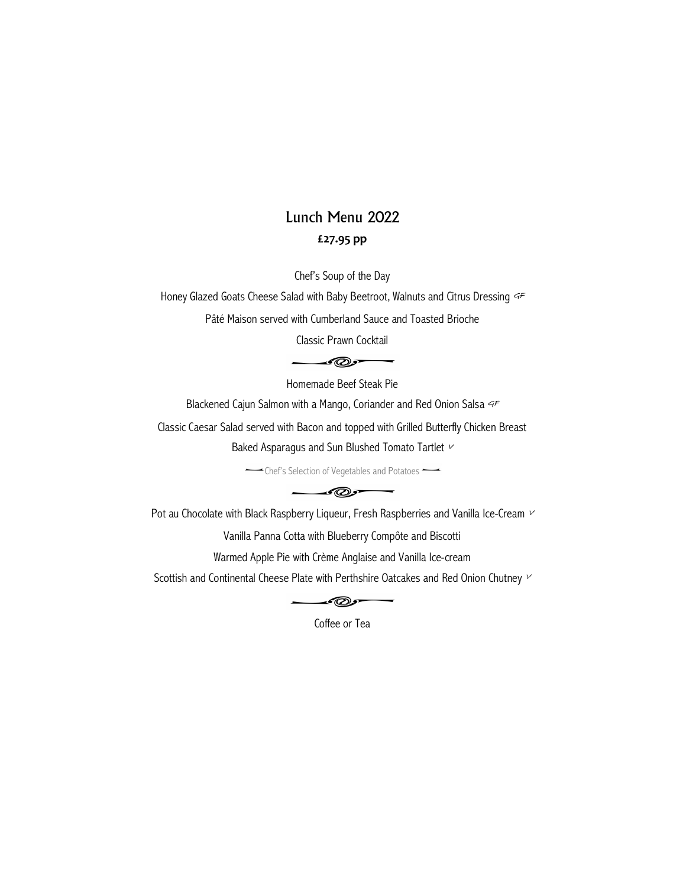# Lunch Menu 2022

**£27.95 pp**

Chef's Soup of the Day

Honey Glazed Goats Cheese Salad with Baby Beetroot, Walnuts and Citrus Dressing GF

Pâté Maison served with Cumberland Sauce and Toasted Brioche

Classic Prawn Cocktail

---

Homemade Beef Steak Pie

Blackened Cajun Salmon with a Mango, Coriander and Red Onion Salsa GF

Classic Caesar Salad served with Bacon and topped with Grilled Butterfly Chicken Breast

Baked Asparagus and Sun Blushed Tomato Tartlet V

Chef's Selection of Vegetables and Potatoes

---

Pot au Chocolate with Black Raspberry Liqueur, Fresh Raspberries and Vanilla Ice-Cream V

Vanilla Panna Cotta with Blueberry Compôte and Biscotti

Warmed Apple Pie with Crème Anglaise and Vanilla Ice-cream

Scottish and Continental Cheese Plate with Perthshire Oatcakes and Red Onion Chutney V

---

Coffee or Tea